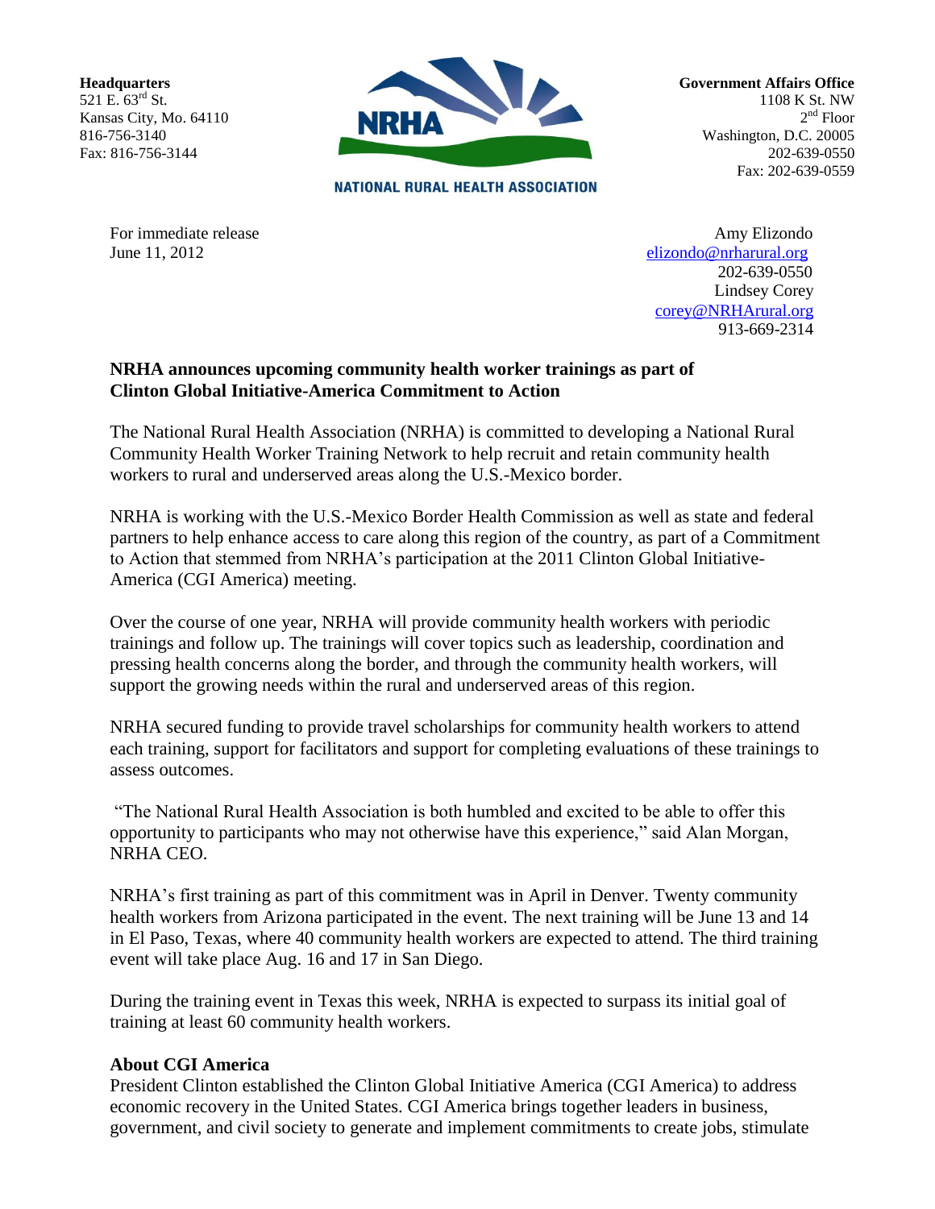**Headquarters**
521 E. 63rd St.
Kansas City, Mo. 64110
816-756-3140
Fax: 816-756-3144

NRHA
NATIONAL RURAL HEALTH ASSOCIATION

**Government Affairs Office**
1108 K St. NW
2nd Floor
Washington, D.C. 20005
202-639-0550
Fax: 202-639-0559

For immediate release
June 11, 2012

Amy Elizondo
elizondo@nrharural.org
202-639-0550
Lindsey Corey
corey@NRHArural.org
913-669-2314

**NRHA announces upcoming community health worker trainings as part of Clinton Global Initiative-America Commitment to Action**

The National Rural Health Association (NRHA) is committed to developing a National Rural Community Health Worker Training Network to help recruit and retain community health workers to rural and underserved areas along the U.S.-Mexico border.

NRHA is working with the U.S.-Mexico Border Health Commission as well as state and federal partners to help enhance access to care along this region of the country, as part of a Commitment to Action that stemmed from NRHA's participation at the 2011 Clinton Global Initiative-America (CGI America) meeting.

Over the course of one year, NRHA will provide community health workers with periodic trainings and follow up. The trainings will cover topics such as leadership, coordination and pressing health concerns along the border, and through the community health workers, will support the growing needs within the rural and underserved areas of this region.

NRHA secured funding to provide travel scholarships for community health workers to attend each training, support for facilitators and support for completing evaluations of these trainings to assess outcomes.

"The National Rural Health Association is both humbled and excited to be able to offer this opportunity to participants who may not otherwise have this experience," said Alan Morgan, NRHA CEO.

NRHA's first training as part of this commitment was in April in Denver. Twenty community health workers from Arizona participated in the event. The next training will be June 13 and 14 in El Paso, Texas, where 40 community health workers are expected to attend. The third training event will take place Aug. 16 and 17 in San Diego.

During the training event in Texas this week, NRHA is expected to surpass its initial goal of training at least 60 community health workers.

**About CGI America**
President Clinton established the Clinton Global Initiative America (CGI America) to address economic recovery in the United States. CGI America brings together leaders in business, government, and civil society to generate and implement commitments to create jobs, stimulate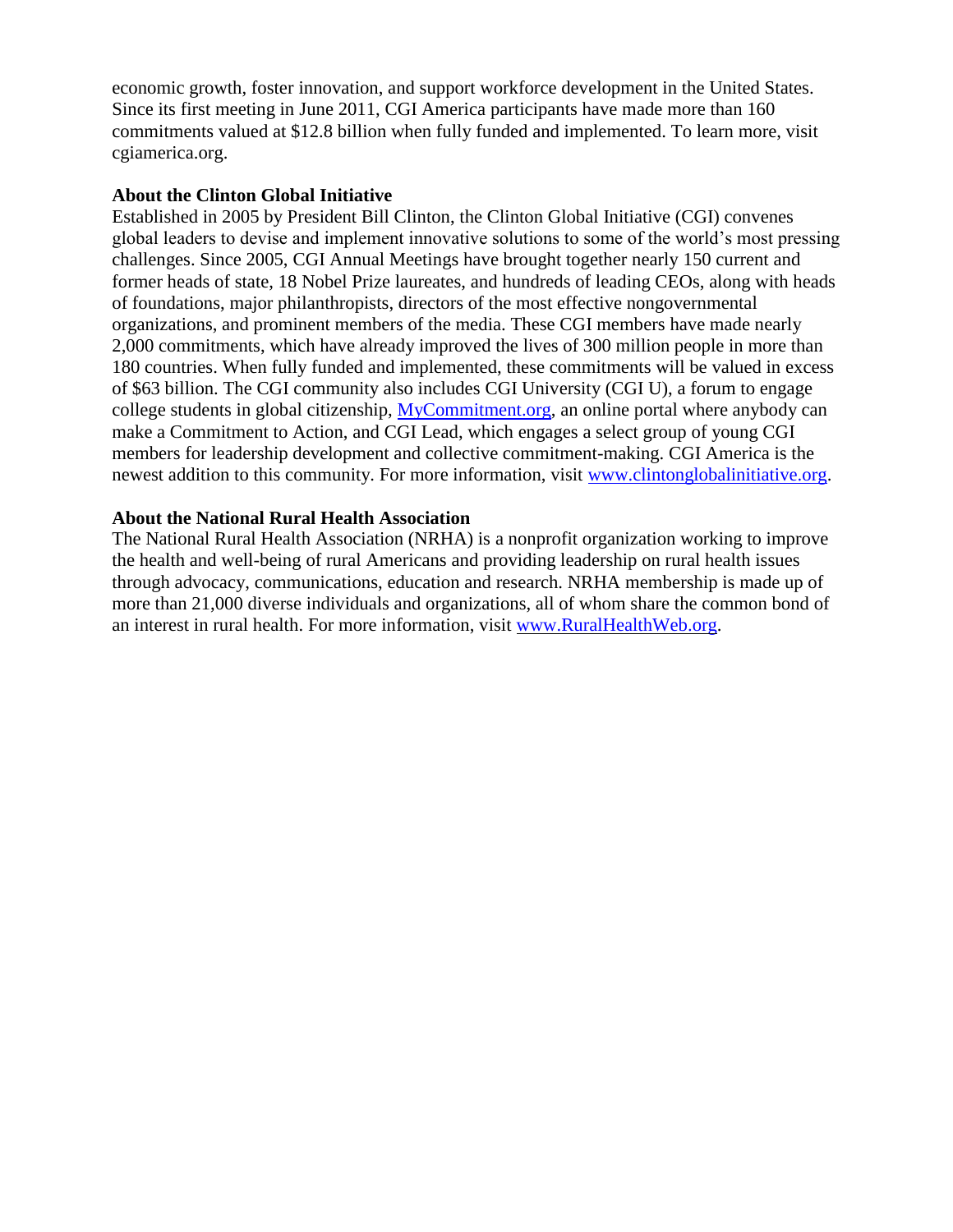economic growth, foster innovation, and support workforce development in the United States. Since its first meeting in June 2011, CGI America participants have made more than 160 commitments valued at $12.8 billion when fully funded and implemented. To learn more, visit cgiamerica.org.

**About the Clinton Global Initiative**

Established in 2005 by President Bill Clinton, the Clinton Global Initiative (CGI) convenes global leaders to devise and implement innovative solutions to some of the world's most pressing challenges. Since 2005, CGI Annual Meetings have brought together nearly 150 current and former heads of state, 18 Nobel Prize laureates, and hundreds of leading CEOs, along with heads of foundations, major philanthropists, directors of the most effective nongovernmental organizations, and prominent members of the media. These CGI members have made nearly 2,000 commitments, which have already improved the lives of 300 million people in more than 180 countries. When fully funded and implemented, these commitments will be valued in excess of $63 billion. The CGI community also includes CGI University (CGI U), a forum to engage college students in global citizenship, [MyCommitment.org](MyCommitment.org), an online portal where anybody can make a Commitment to Action, and CGI Lead, which engages a select group of young CGI members for leadership development and collective commitment-making. CGI America is the newest addition to this community. For more information, visit [www.clintonglobalinitiative.org](www.clintonglobalinitiative.org).

**About the National Rural Health Association**

The National Rural Health Association (NRHA) is a nonprofit organization working to improve the health and well-being of rural Americans and providing leadership on rural health issues through advocacy, communications, education and research. NRHA membership is made up of more than 21,000 diverse individuals and organizations, all of whom share the common bond of an interest in rural health. For more information, visit [www.RuralHealthWeb.org](www.RuralHealthWeb.org).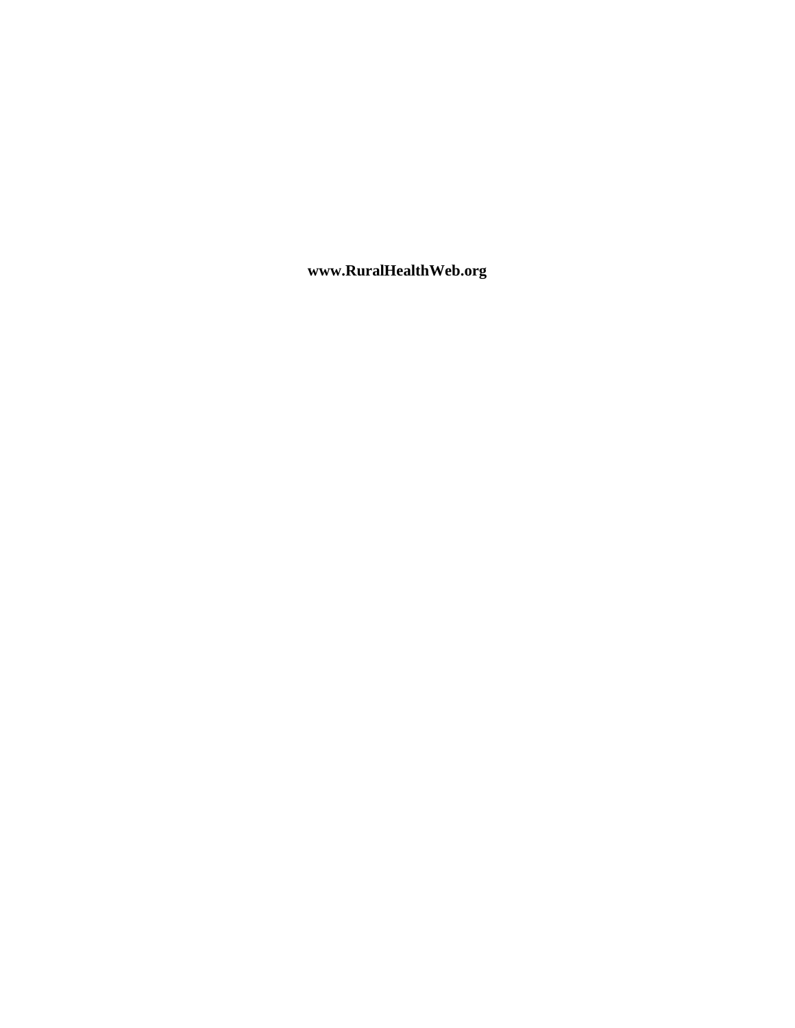**www.RuralHealthWeb.org**